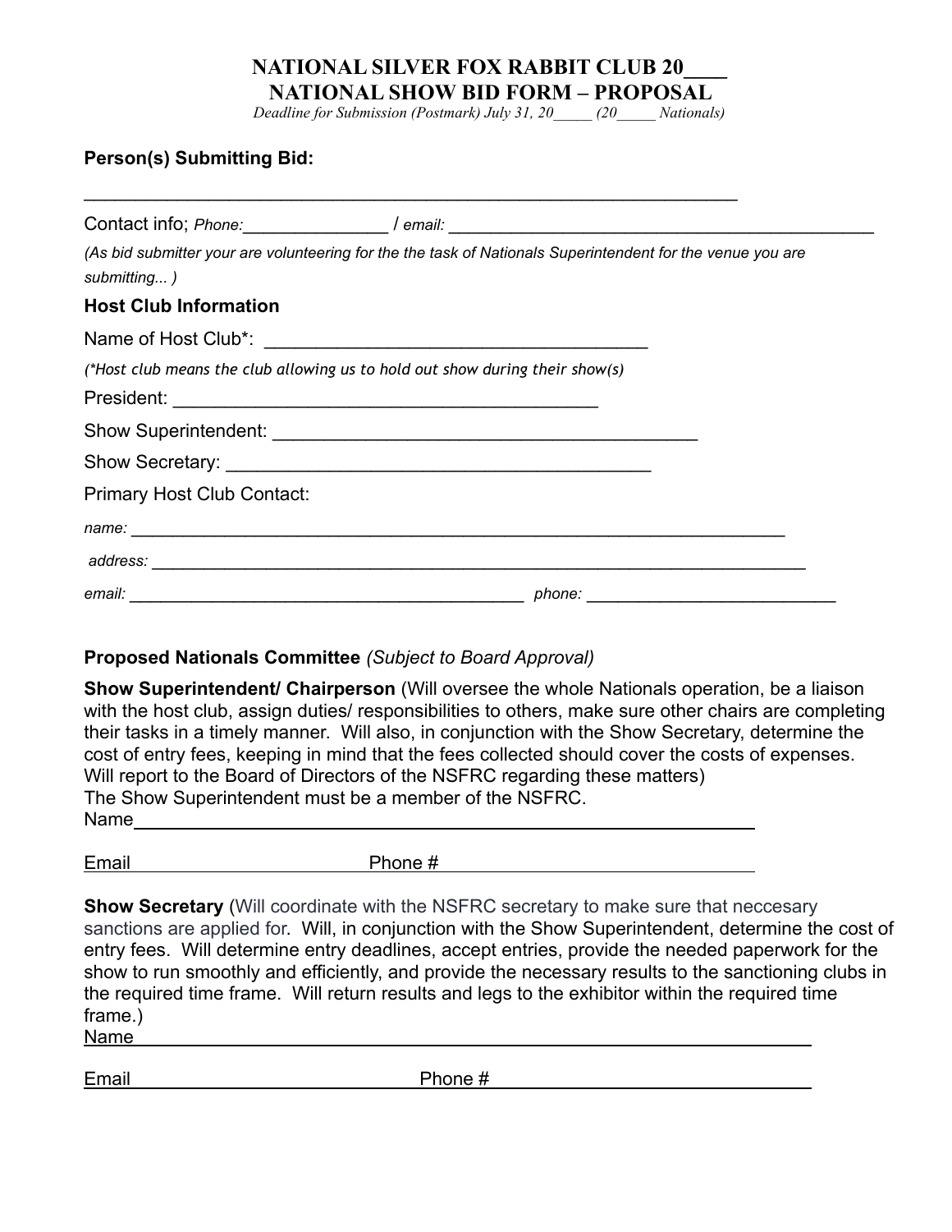# NATIONAL SILVER FOX RABBIT CLUB 20____
# NATIONAL SHOW BID FORM – PROPOSAL

*Deadline for Submission (Postmark) July 31, 20_____ (20_____ Nationals)*

**Person(s) Submitting Bid:**

_________________________________________________________________

Contact info; *Phone:*_______________ / *email:* ____________________________________________

*(As bid submitter your are volunteering for the the task of Nationals Superintendent for the venue you are submitting... )*

**Host Club Information**

Name of Host Club*: ________________________________________

*(*Host club means the club allowing us to hold out show during their show(s)*

President: ____________________________________________

Show Superintendent: ____________________________________________

Show Secretary: ____________________________________________

Primary Host Club Contact:

*name:* _____________________________________________________________________

*address:* _____________________________________________________________________

*email:* ____________________________________________ *phone:* ____________________________

**Proposed Nationals Committee** *(Subject to Board Approval)*

**Show Superintendent/ Chairperson** (Will oversee the whole Nationals operation, be a liaison with the host club, assign duties/ responsibilities to others, make sure other chairs are completing their tasks in a timely manner. Will also, in conjunction with the Show Secretary, determine the cost of entry fees, keeping in mind that the fees collected should cover the costs of expenses. Will report to the Board of Directors of the NSFRC regarding these matters)
The Show Superintendent must be a member of the NSFRC.
Name____________________________________________________________

Email________________________ Phone #________________________________

**Show Secretary** (Will coordinate with the NSFRC secretary to make sure that neccesary sanctions are applied for. Will, in conjunction with the Show Superintendent, determine the cost of entry fees. Will determine entry deadlines, accept entries, provide the needed paperwork for the show to run smoothly and efficiently, and provide the necessary results to the sanctioning clubs in the required time frame. Will return results and legs to the exhibitor within the required time frame.)
Name____________________________________________________________

Email________________________ Phone #________________________________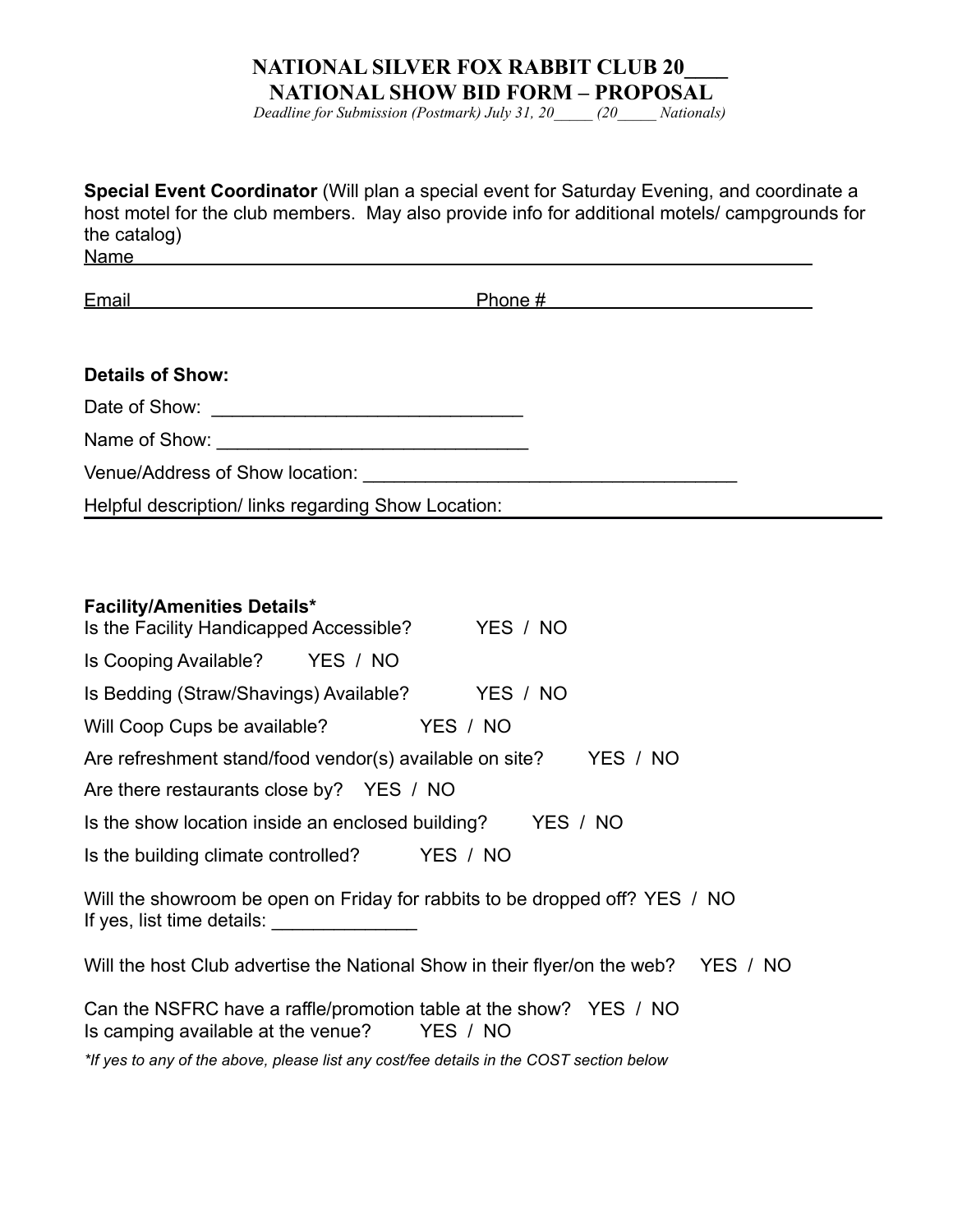# NATIONAL SILVER FOX RABBIT CLUB 20____
## NATIONAL SHOW BID FORM – PROPOSAL

*Deadline for Submission (Postmark) July 31, 20_____ (20_____ Nationals)*

**Special Event Coordinator** (Will plan a special event for Saturday Evening, and coordinate a host motel for the club members. May also provide info for additional motels/ campgrounds for the catalog)

Name ______________________________________________________________

Email ________________________________ Phone # ________________________

**Details of Show:**

Date of Show: ______________________________

Name of Show: ______________________________

Venue/Address of Show location: ____________________________________

Helpful description/ links regarding Show Location: ______________________________

**Facility/Amenities Details***

Is the Facility Handicapped Accessible? YES / NO

Is Cooping Available? YES / NO

Is Bedding (Straw/Shavings) Available? YES / NO

Will Coop Cups be available? YES / NO

Are refreshment stand/food vendor(s) available on site? YES / NO

Are there restaurants close by? YES / NO

Is the show location inside an enclosed building? YES / NO

Is the building climate controlled? YES / NO

Will the showroom be open on Friday for rabbits to be dropped off? YES / NO
If yes, list time details: ______________

Will the host Club advertise the National Show in their flyer/on the web? YES / NO

Can the NSFRC have a raffle/promotion table at the show? YES / NO
Is camping available at the venue? YES / NO

*\*If yes to any of the above, please list any cost/fee details in the COST section below*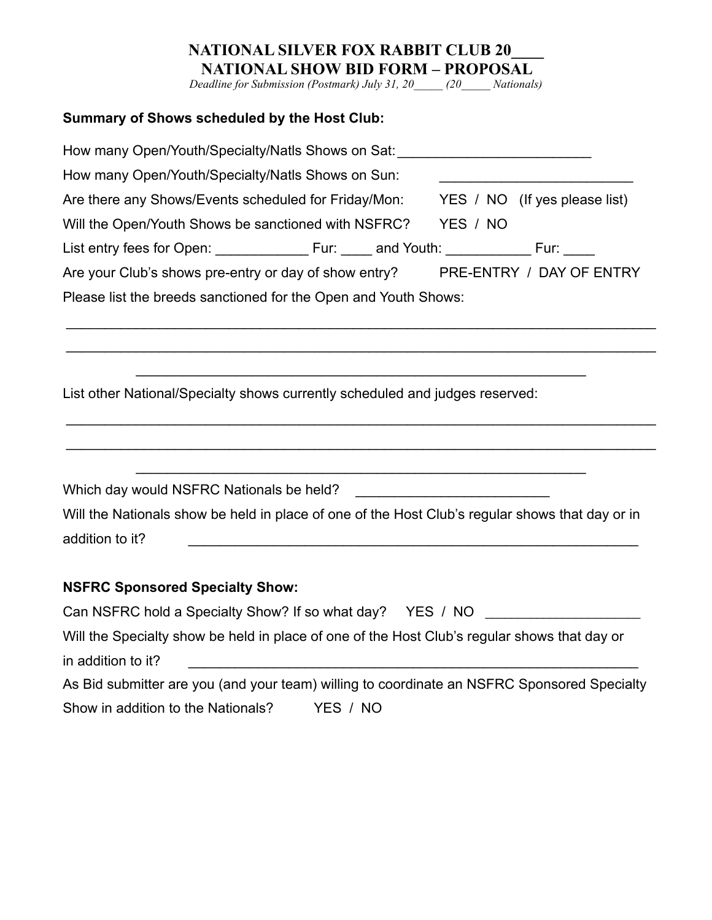# NATIONAL SILVER FOX RABBIT CLUB 20____
# NATIONAL SHOW BID FORM – PROPOSAL

*Deadline for Submission (Postmark) July 31, 20_____ (20_____ Nationals)*

**Summary of Shows scheduled by the Host Club:**

How many Open/Youth/Specialty/Natls Shows on Sat: _________________________

How many Open/Youth/Specialty/Natls Shows on Sun: _________________________

Are there any Shows/Events scheduled for Friday/Mon: YES / NO (If yes please list)

Will the Open/Youth Shows be sanctioned with NSFRC? YES / NO

List entry fees for Open: ____________ Fur: ____ and Youth: ___________ Fur: ____

Are your Club's shows pre-entry or day of show entry? PRE-ENTRY / DAY OF ENTRY

Please list the breeds sanctioned for the Open and Youth Shows:

______________________________________________________________________________

______________________________________________________________________________

___________________________________________________________

List other National/Specialty shows currently scheduled and judges reserved:

______________________________________________________________________________

______________________________________________________________________________

___________________________________________________________

Which day would NSFRC Nationals be held? _________________________

Will the Nationals show be held in place of one of the Host Club's regular shows that day or in addition to it? ____________________________________________________________

**NSFRC Sponsored Specialty Show:**

Can NSFRC hold a Specialty Show? If so what day? YES / NO ____________________

Will the Specialty show be held in place of one of the Host Club's regular shows that day or in addition to it? ____________________________________________________________

As Bid submitter are you (and your team) willing to coordinate an NSFRC Sponsored Specialty Show in addition to the Nationals? YES / NO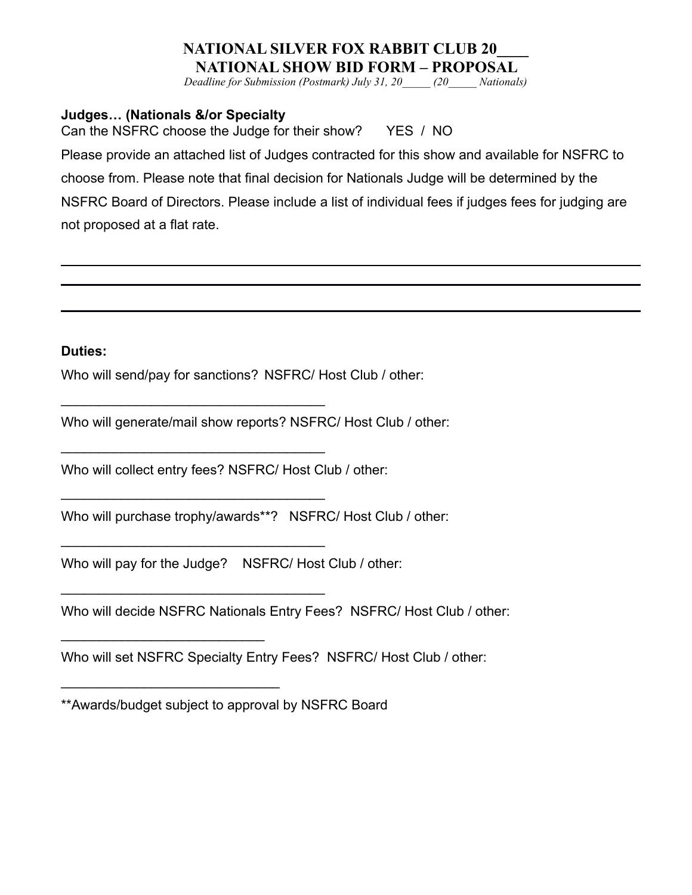# NATIONAL SILVER FOX RABBIT CLUB 20____
# NATIONAL SHOW BID FORM – PROPOSAL

*Deadline for Submission (Postmark) July 31, 20_____ (20_____ Nationals)*

**Judges… (Nationals &/or Specialty**

Can the NSFRC choose the Judge for their show? YES / NO

Please provide an attached list of Judges contracted for this show and available for NSFRC to choose from. Please note that final decision for Nationals Judge will be determined by the NSFRC Board of Directors. Please include a list of individual fees if judges fees for judging are not proposed at a flat rate.

______________________________________________________________________

______________________________________________________________________

______________________________________________________________________

**Duties:**

Who will send/pay for sanctions? NSFRC/ Host Club / other:

___________________________________

Who will generate/mail show reports? NSFRC/ Host Club / other:

___________________________________

Who will collect entry fees? NSFRC/ Host Club / other:

___________________________________

Who will purchase trophy/awards**? NSFRC/ Host Club / other:

___________________________________

Who will pay for the Judge? NSFRC/ Host Club / other:

___________________________________

Who will decide NSFRC Nationals Entry Fees? NSFRC/ Host Club / other:

___________________________

Who will set NSFRC Specialty Entry Fees? NSFRC/ Host Club / other:

_____________________________

**Awards/budget subject to approval by NSFRC Board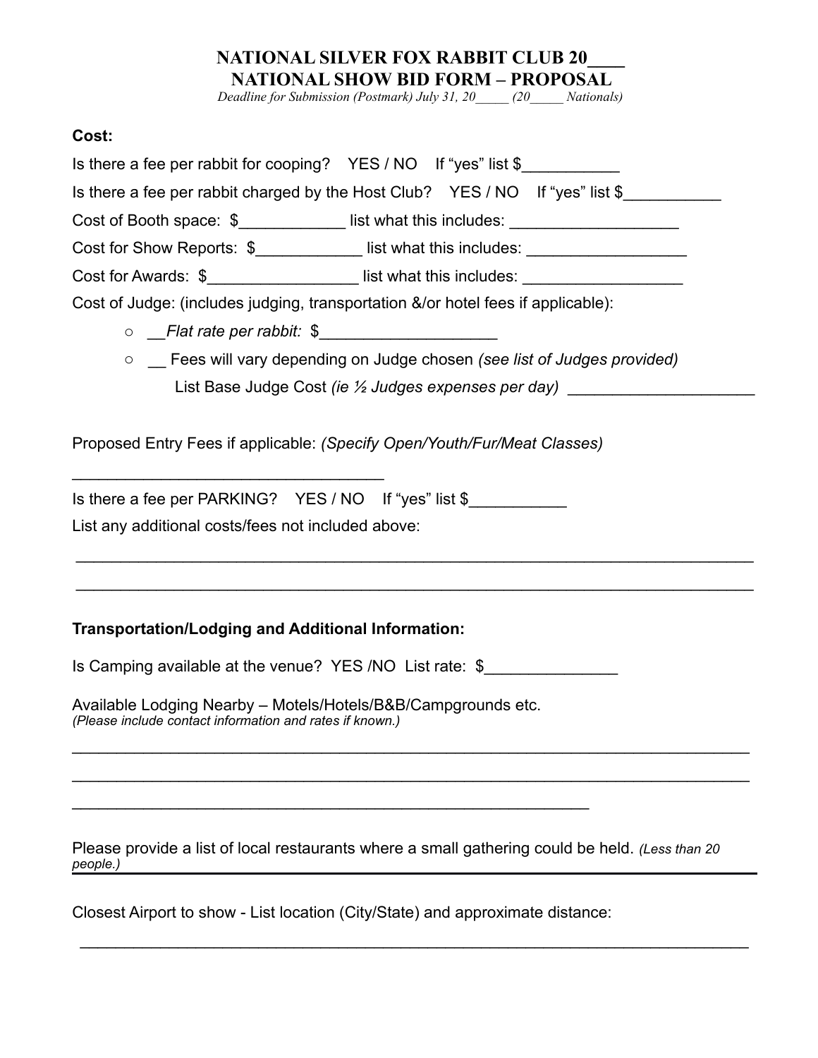# NATIONAL SILVER FOX RABBIT CLUB 20\_\_\_\_
## NATIONAL SHOW BID FORM – PROPOSAL

*Deadline for Submission (Postmark) July 31, 20\_\_\_\_\_ (20\_\_\_\_\_ Nationals)*

**Cost:**

Is there a fee per rabbit for cooping? YES / NO If "yes" list $\_\_\_\_\_\_\_\_\_\_\_

Is there a fee per rabbit charged by the Host Club? YES / NO If "yes" list $\_\_\_\_\_\_\_\_\_\_\_

Cost of Booth space: $\_\_\_\_\_\_\_\_\_\_\_\_ list what this includes: \_\_\_\_\_\_\_\_\_\_\_\_\_\_\_\_\_\_\_

Cost for Show Reports: $\_\_\_\_\_\_\_\_\_\_\_\_ list what this includes: \_\_\_\_\_\_\_\_\_\_\_\_\_\_\_\_\_\_

Cost for Awards: $\_\_\_\_\_\_\_\_\_\_\_\_\_\_\_\_\_ list what this includes: \_\_\_\_\_\_\_\_\_\_\_\_\_\_\_\_\_\_

Cost of Judge: (includes judging, transportation &/or hotel fees if applicable):

- \_\_*Flat rate per rabbit:* $\_\_\_\_\_\_\_\_\_\_\_\_\_\_\_\_\_\_\_\_
- \_\_ Fees will vary depending on Judge chosen *(see list of Judges provided)*
  List Base Judge Cost *(ie ½ Judges expenses per day)* \_\_\_\_\_\_\_\_\_\_\_\_\_\_\_\_\_\_\_\_\_

Proposed Entry Fees if applicable: *(Specify Open/Youth/Fur/Meat Classes)*

\_\_\_\_\_\_\_\_\_\_\_\_\_\_\_\_\_\_\_\_\_\_\_\_\_\_\_\_\_\_\_\_\_\_\_

Is there a fee per PARKING? YES / NO If "yes" list $\_\_\_\_\_\_\_\_\_\_\_

List any additional costs/fees not included above:

\_\_\_\_\_\_\_\_\_\_\_\_\_\_\_\_\_\_\_\_\_\_\_\_\_\_\_\_\_\_\_\_\_\_\_\_\_\_\_\_\_\_\_\_\_\_\_\_\_\_\_\_\_\_\_\_\_\_\_\_\_\_\_\_\_\_\_\_\_\_\_\_\_

\_\_\_\_\_\_\_\_\_\_\_\_\_\_\_\_\_\_\_\_\_\_\_\_\_\_\_\_\_\_\_\_\_\_\_\_\_\_\_\_\_\_\_\_\_\_\_\_\_\_\_\_\_\_\_\_\_\_\_\_\_\_\_\_\_\_\_\_\_\_\_\_\_

**Transportation/Lodging and Additional Information:**

Is Camping available at the venue? YES /NO List rate: $\_\_\_\_\_\_\_\_\_\_\_\_\_\_\_

Available Lodging Nearby – Motels/Hotels/B&B/Campgrounds etc.
*(Please include contact information and rates if known.)*

\_\_\_\_\_\_\_\_\_\_\_\_\_\_\_\_\_\_\_\_\_\_\_\_\_\_\_\_\_\_\_\_\_\_\_\_\_\_\_\_\_\_\_\_\_\_\_\_\_\_\_\_\_\_\_\_\_\_\_\_\_\_\_\_\_\_\_\_\_\_\_\_\_

\_\_\_\_\_\_\_\_\_\_\_\_\_\_\_\_\_\_\_\_\_\_\_\_\_\_\_\_\_\_\_\_\_\_\_\_\_\_\_\_\_\_\_\_\_\_\_\_\_\_\_\_\_\_\_\_\_\_\_\_\_\_\_\_\_\_\_\_\_\_\_\_\_

\_\_\_\_\_\_\_\_\_\_\_\_\_\_\_\_\_\_\_\_\_\_\_\_\_\_\_\_\_\_\_\_\_\_\_\_\_\_\_\_\_\_\_\_\_\_\_\_\_\_\_\_\_\_\_\_

Please provide a list of local restaurants where a small gathering could be held. *(Less than 20 people.)*

Closest Airport to show - List location (City/State) and approximate distance:

\_\_\_\_\_\_\_\_\_\_\_\_\_\_\_\_\_\_\_\_\_\_\_\_\_\_\_\_\_\_\_\_\_\_\_\_\_\_\_\_\_\_\_\_\_\_\_\_\_\_\_\_\_\_\_\_\_\_\_\_\_\_\_\_\_\_\_\_\_\_\_\_\_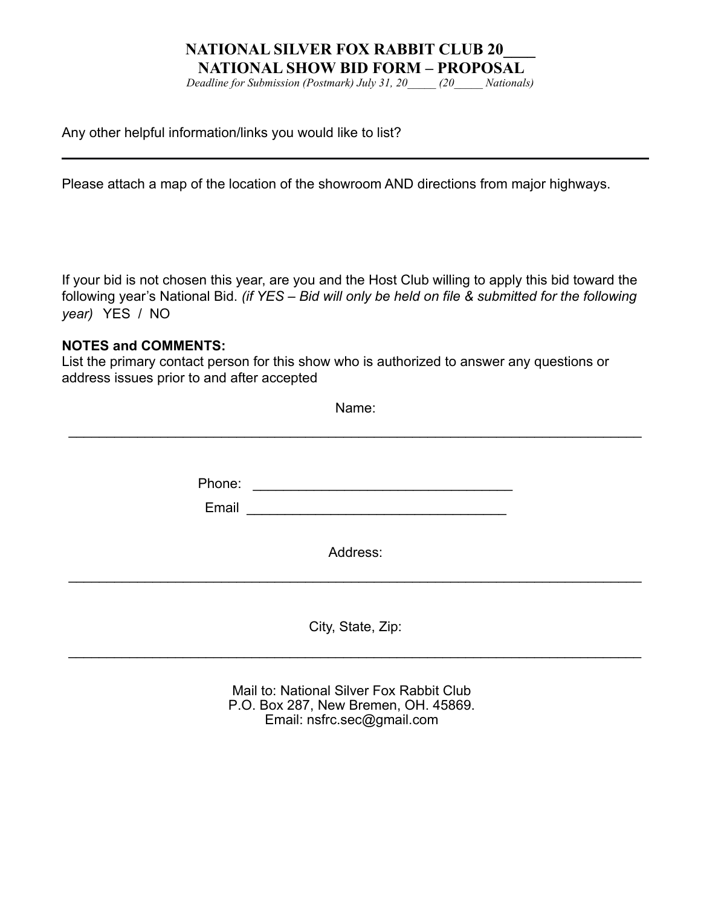# NATIONAL SILVER FOX RABBIT CLUB 20\_\_\_\_
## NATIONAL SHOW BID FORM – PROPOSAL

*Deadline for Submission (Postmark) July 31, 20\_\_\_\_\_ (20\_\_\_\_\_ Nationals)*

Any other helpful information/links you would like to list?

---

Please attach a map of the location of the showroom AND directions from major highways.

If your bid is not chosen this year, are you and the Host Club willing to apply this bid toward the following year's National Bid. *(if YES – Bid will only be held on file & submitted for the following year)* YES / NO

**NOTES and COMMENTS:**

List the primary contact person for this show who is authorized to answer any questions or address issues prior to and after accepted

Name:

\_\_\_\_\_\_\_\_\_\_\_\_\_\_\_\_\_\_\_\_\_\_\_\_\_\_\_\_\_\_\_\_\_\_\_\_\_\_\_\_\_\_\_\_\_\_\_\_\_\_\_\_\_\_\_\_\_\_\_\_\_\_\_\_\_\_\_\_\_\_\_\_

Phone: \_\_\_\_\_\_\_\_\_\_\_\_\_\_\_\_\_\_\_\_\_\_\_\_\_\_\_\_\_\_\_\_\_\_

Email \_\_\_\_\_\_\_\_\_\_\_\_\_\_\_\_\_\_\_\_\_\_\_\_\_\_\_\_\_\_\_\_\_\_

Address:

\_\_\_\_\_\_\_\_\_\_\_\_\_\_\_\_\_\_\_\_\_\_\_\_\_\_\_\_\_\_\_\_\_\_\_\_\_\_\_\_\_\_\_\_\_\_\_\_\_\_\_\_\_\_\_\_\_\_\_\_\_\_\_\_\_\_\_\_\_\_\_\_

City, State, Zip:

\_\_\_\_\_\_\_\_\_\_\_\_\_\_\_\_\_\_\_\_\_\_\_\_\_\_\_\_\_\_\_\_\_\_\_\_\_\_\_\_\_\_\_\_\_\_\_\_\_\_\_\_\_\_\_\_\_\_\_\_\_\_\_\_\_\_\_\_\_\_\_\_

Mail to: National Silver Fox Rabbit Club
P.O. Box 287, New Bremen, OH. 45869.
Email: nsfrc.sec@gmail.com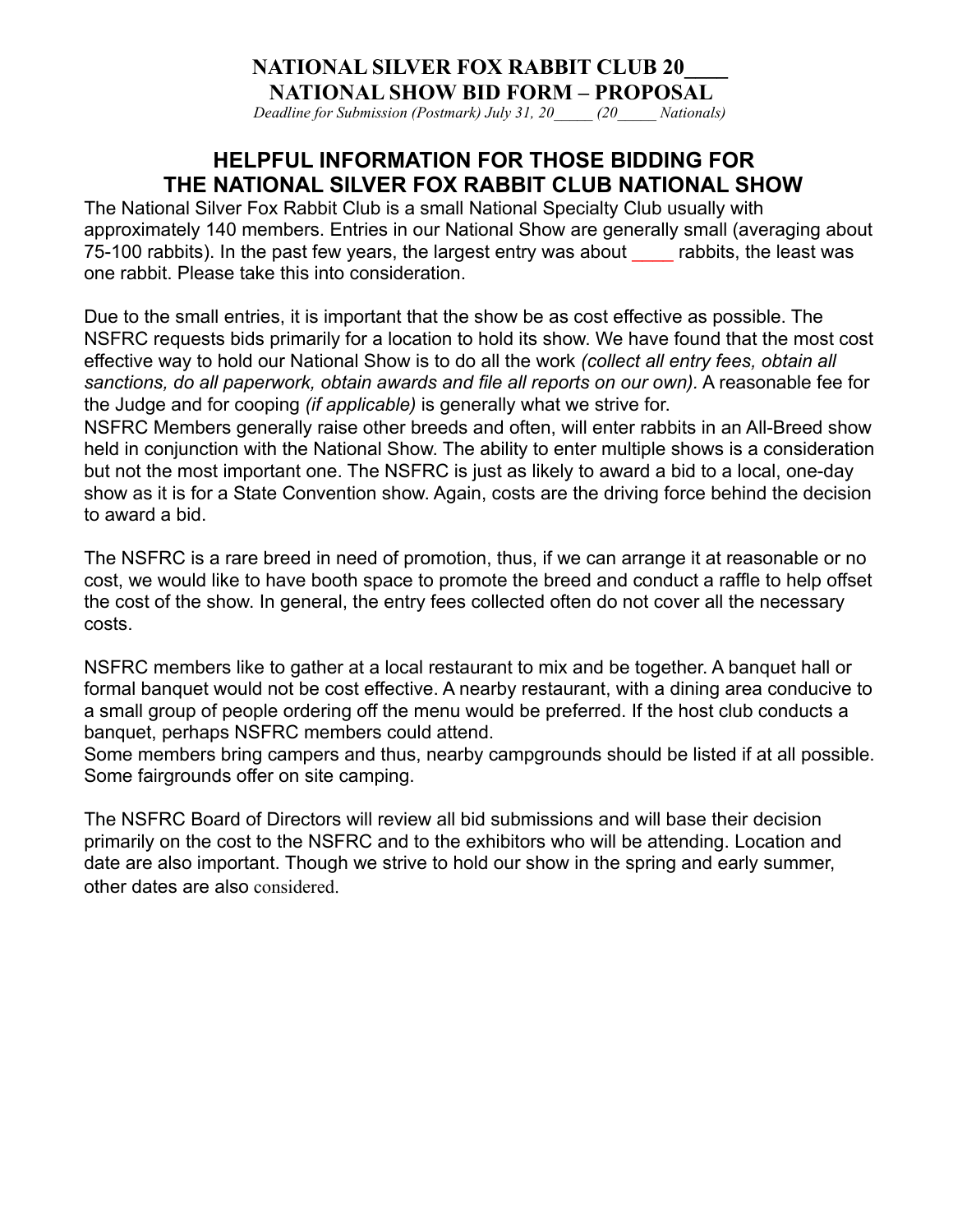**NATIONAL SILVER FOX RABBIT CLUB 20\_\_\_\_**
**NATIONAL SHOW BID FORM – PROPOSAL**

*Deadline for Submission (Postmark) July 31, 20\_\_\_\_\_ (20\_\_\_\_\_ Nationals)*

## HELPFUL INFORMATION FOR THOSE BIDDING FOR THE NATIONAL SILVER FOX RABBIT CLUB NATIONAL SHOW

The National Silver Fox Rabbit Club is a small National Specialty Club usually with approximately 140 members. Entries in our National Show are generally small (averaging about 75-100 rabbits). In the past few years, the largest entry was about \_\_\_\_ rabbits, the least was one rabbit. Please take this into consideration.

Due to the small entries, it is important that the show be as cost effective as possible. The NSFRC requests bids primarily for a location to hold its show. We have found that the most cost effective way to hold our National Show is to do all the work *(collect all entry fees, obtain all sanctions, do all paperwork, obtain awards and file all reports on our own).* A reasonable fee for the Judge and for cooping *(if applicable)* is generally what we strive for.

NSFRC Members generally raise other breeds and often, will enter rabbits in an All-Breed show held in conjunction with the National Show. The ability to enter multiple shows is a consideration but not the most important one. The NSFRC is just as likely to award a bid to a local, one-day show as it is for a State Convention show. Again, costs are the driving force behind the decision to award a bid.

The NSFRC is a rare breed in need of promotion, thus, if we can arrange it at reasonable or no cost, we would like to have booth space to promote the breed and conduct a raffle to help offset the cost of the show. In general, the entry fees collected often do not cover all the necessary costs.

NSFRC members like to gather at a local restaurant to mix and be together. A banquet hall or formal banquet would not be cost effective. A nearby restaurant, with a dining area conducive to a small group of people ordering off the menu would be preferred. If the host club conducts a banquet, perhaps NSFRC members could attend.

Some members bring campers and thus, nearby campgrounds should be listed if at all possible. Some fairgrounds offer on site camping.

The NSFRC Board of Directors will review all bid submissions and will base their decision primarily on the cost to the NSFRC and to the exhibitors who will be attending. Location and date are also important. Though we strive to hold our show in the spring and early summer, other dates are also considered.